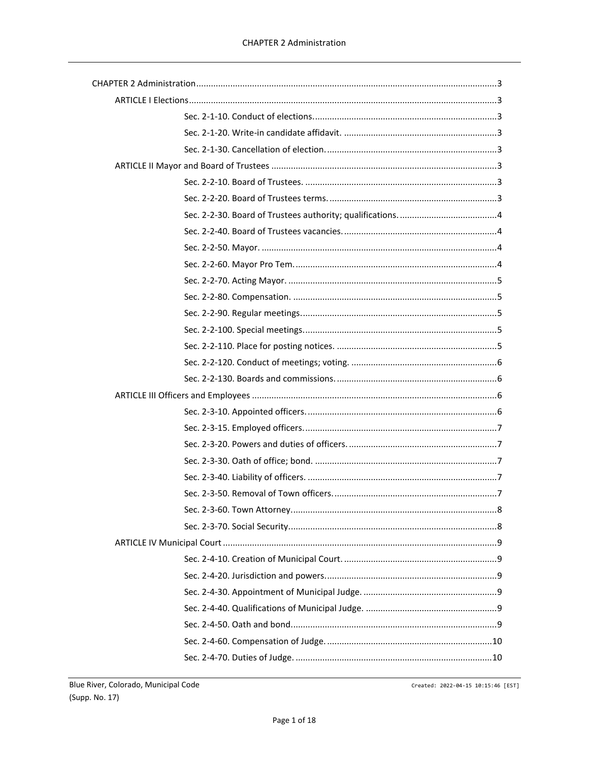CHAPTER 2 Administration ......................................................... 3

- ARTICLE I Elections ......................................................... 3
  - Sec. 2-1-10. Conduct of elections. ......................................................... 3
  - Sec. 2-1-20. Write-in candidate affidavit. ......................................................... 3
  - Sec. 2-1-30. Cancellation of election. ......................................................... 3
- ARTICLE II Mayor and Board of Trustees ......................................................... 3
  - Sec. 2-2-10. Board of Trustees. ......................................................... 3
  - Sec. 2-2-20. Board of Trustees terms. ......................................................... 3
  - Sec. 2-2-30. Board of Trustees authority; qualifications. ......................................................... 4
  - Sec. 2-2-40. Board of Trustees vacancies. ......................................................... 4
  - Sec. 2-2-50. Mayor. ......................................................... 4
  - Sec. 2-2-60. Mayor Pro Tem. ......................................................... 4
  - Sec. 2-2-70. Acting Mayor. ......................................................... 5
  - Sec. 2-2-80. Compensation. ......................................................... 5
  - Sec. 2-2-90. Regular meetings. ......................................................... 5
  - Sec. 2-2-100. Special meetings. ......................................................... 5
  - Sec. 2-2-110. Place for posting notices. ......................................................... 5
  - Sec. 2-2-120. Conduct of meetings; voting. ......................................................... 6
  - Sec. 2-2-130. Boards and commissions. ......................................................... 6
- ARTICLE III Officers and Employees ......................................................... 6
  - Sec. 2-3-10. Appointed officers. ......................................................... 6
  - Sec. 2-3-15. Employed officers. ......................................................... 7
  - Sec. 2-3-20. Powers and duties of officers. ......................................................... 7
  - Sec. 2-3-30. Oath of office; bond. ......................................................... 7
  - Sec. 2-3-40. Liability of officers. ......................................................... 7
  - Sec. 2-3-50. Removal of Town officers. ......................................................... 7
  - Sec. 2-3-60. Town Attorney. ......................................................... 8
  - Sec. 2-3-70. Social Security. ......................................................... 8
- ARTICLE IV Municipal Court ......................................................... 9
  - Sec. 2-4-10. Creation of Municipal Court. ......................................................... 9
  - Sec. 2-4-20. Jurisdiction and powers. ......................................................... 9
  - Sec. 2-4-30. Appointment of Municipal Judge. ......................................................... 9
  - Sec. 2-4-40. Qualifications of Municipal Judge. ......................................................... 9
  - Sec. 2-4-50. Oath and bond. ......................................................... 9
  - Sec. 2-4-60. Compensation of Judge. ......................................................... 10
  - Sec. 2-4-70. Duties of Judge. ......................................................... 10

Blue River, Colorado, Municipal Code
(Supp. No. 17)

Created: 2022-04-15 10:15:46 [EST]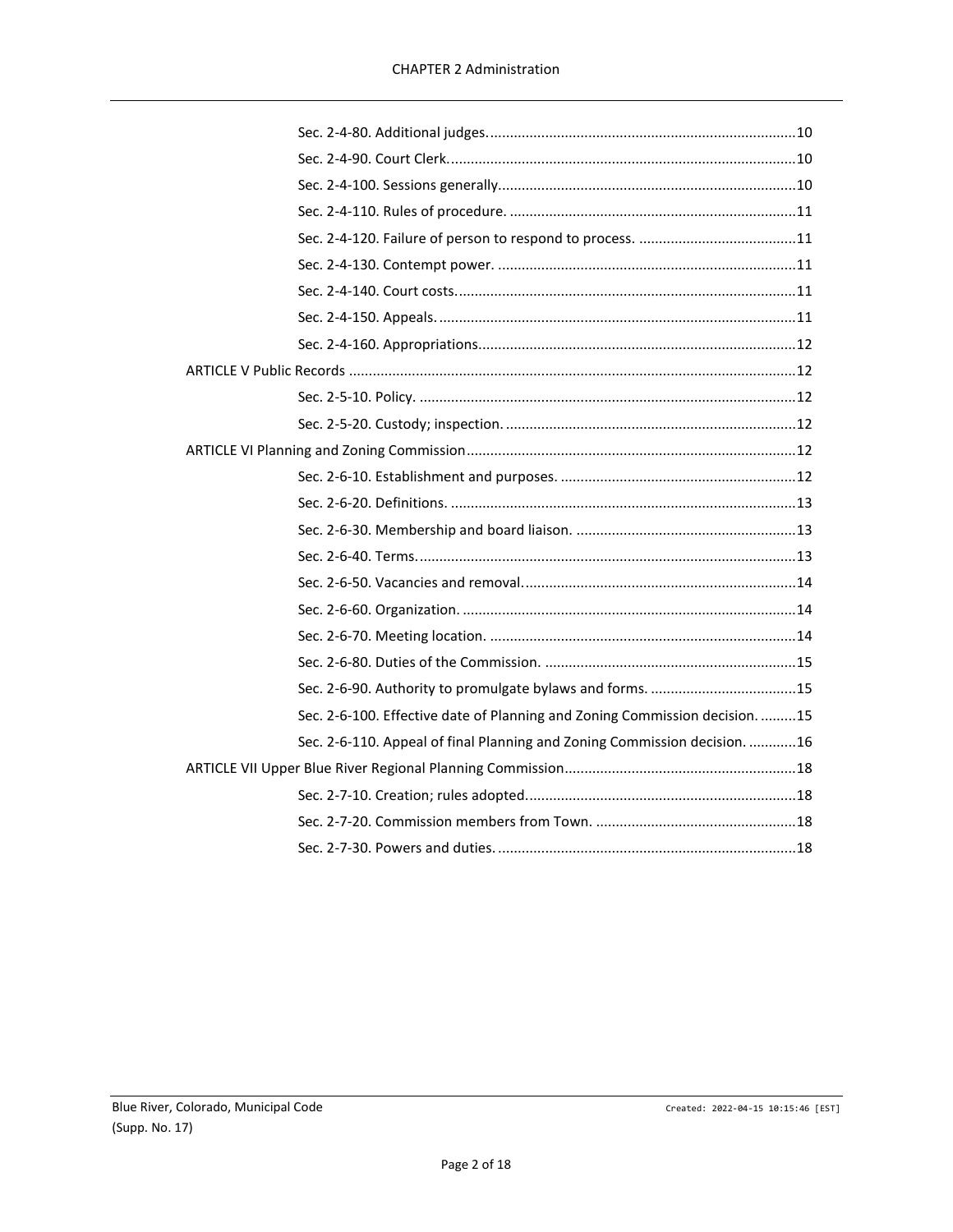Sec. 2-4-80. Additional judges. ....................................................................................10

Sec. 2-4-90. Court Clerk. ...........................................................................................10

Sec. 2-4-100. Sessions generally. ..............................................................................10

Sec. 2-4-110. Rules of procedure. ..............................................................................11

Sec. 2-4-120. Failure of person to respond to process. ..............................................11

Sec. 2-4-130. Contempt power. ..................................................................................11

Sec. 2-4-140. Court costs. ..........................................................................................11

Sec. 2-4-150. Appeals. ...............................................................................................11

Sec. 2-4-160. Appropriations. .....................................................................................12

ARTICLE V Public Records .........................................................................................12

Sec. 2-5-10. Policy. ....................................................................................................12

Sec. 2-5-20. Custody; inspection. ...............................................................................12

ARTICLE VI Planning and Zoning Commission ..........................................................12

Sec. 2-6-10. Establishment and purposes. ..................................................................12

Sec. 2-6-20. Definitions. .............................................................................................13

Sec. 2-6-30. Membership and board liaison. ..............................................................13

Sec. 2-6-40. Terms. ....................................................................................................13

Sec. 2-6-50. Vacancies and removal. ..........................................................................14

Sec. 2-6-60. Organization. ..........................................................................................14

Sec. 2-6-70. Meeting location. ....................................................................................14

Sec. 2-6-80. Duties of the Commission. ......................................................................15

Sec. 2-6-90. Authority to promulgate bylaws and forms. ...........................................15

Sec. 2-6-100. Effective date of Planning and Zoning Commission decision. ..............15

Sec. 2-6-110. Appeal of final Planning and Zoning Commission decision. ................16

ARTICLE VII Upper Blue River Regional Planning Commission ................................18

Sec. 2-7-10. Creation; rules adopted. .........................................................................18

Sec. 2-7-20. Commission members from Town. .........................................................18

Sec. 2-7-30. Powers and duties. .................................................................................18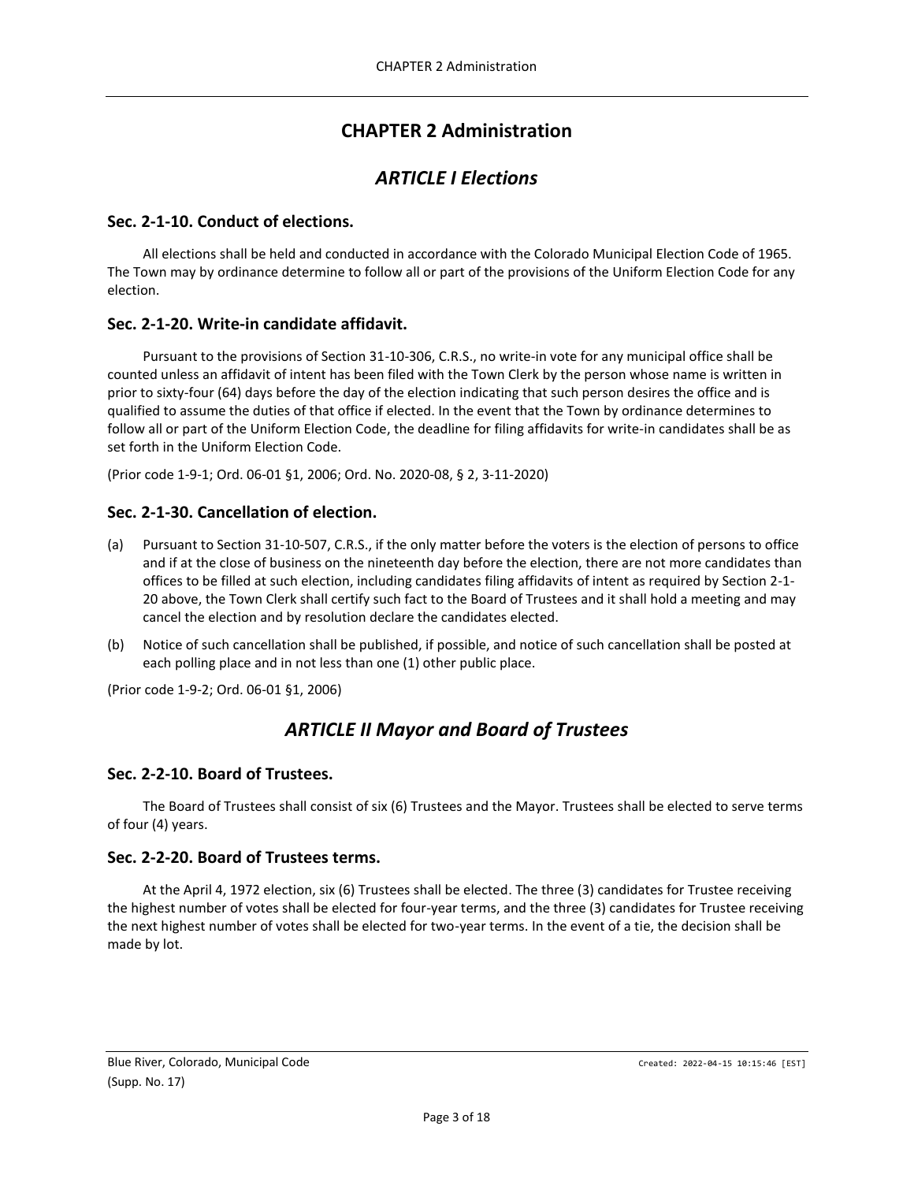# CHAPTER 2 Administration

## *ARTICLE I Elections*

### Sec. 2-1-10. Conduct of elections.

All elections shall be held and conducted in accordance with the Colorado Municipal Election Code of 1965. The Town may by ordinance determine to follow all or part of the provisions of the Uniform Election Code for any election.

### Sec. 2-1-20. Write-in candidate affidavit.

Pursuant to the provisions of Section 31-10-306, C.R.S., no write-in vote for any municipal office shall be counted unless an affidavit of intent has been filed with the Town Clerk by the person whose name is written in prior to sixty-four (64) days before the day of the election indicating that such person desires the office and is qualified to assume the duties of that office if elected. In the event that the Town by ordinance determines to follow all or part of the Uniform Election Code, the deadline for filing affidavits for write-in candidates shall be as set forth in the Uniform Election Code.

(Prior code 1-9-1; Ord. 06-01 §1, 2006; Ord. No. 2020-08, § 2, 3-11-2020)

### Sec. 2-1-30. Cancellation of election.

(a) Pursuant to Section 31-10-507, C.R.S., if the only matter before the voters is the election of persons to office and if at the close of business on the nineteenth day before the election, there are not more candidates than offices to be filled at such election, including candidates filing affidavits of intent as required by Section 2-1-20 above, the Town Clerk shall certify such fact to the Board of Trustees and it shall hold a meeting and may cancel the election and by resolution declare the candidates elected.

(b) Notice of such cancellation shall be published, if possible, and notice of such cancellation shall be posted at each polling place and in not less than one (1) other public place.

(Prior code 1-9-2; Ord. 06-01 §1, 2006)

## *ARTICLE II Mayor and Board of Trustees*

### Sec. 2-2-10. Board of Trustees.

The Board of Trustees shall consist of six (6) Trustees and the Mayor. Trustees shall be elected to serve terms of four (4) years.

### Sec. 2-2-20. Board of Trustees terms.

At the April 4, 1972 election, six (6) Trustees shall be elected. The three (3) candidates for Trustee receiving the highest number of votes shall be elected for four-year terms, and the three (3) candidates for Trustee receiving the next highest number of votes shall be elected for two-year terms. In the event of a tie, the decision shall be made by lot.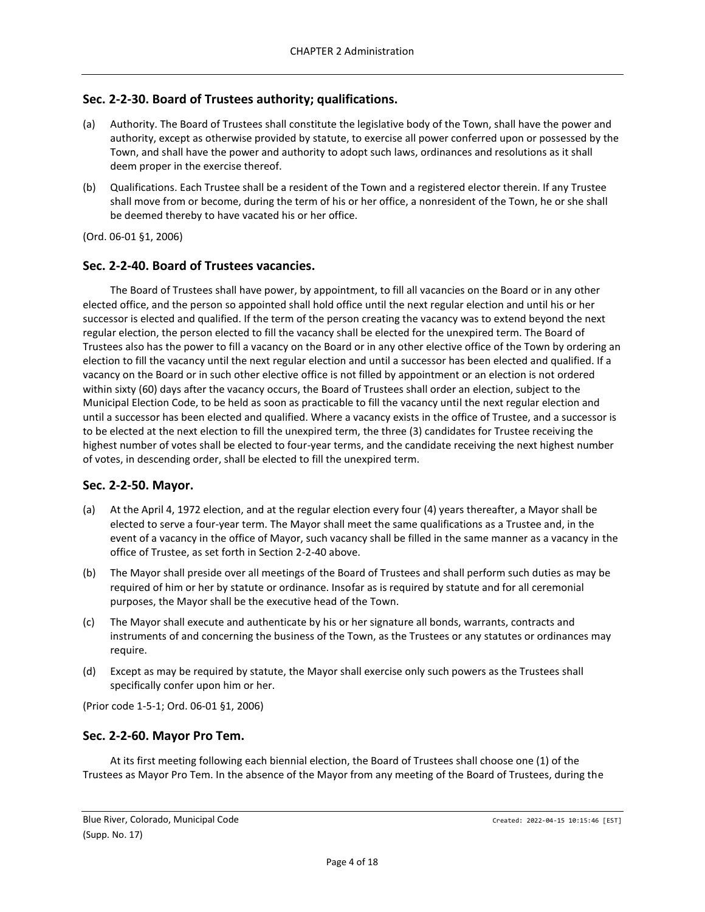## Sec. 2-2-30. Board of Trustees authority; qualifications.

(a) Authority. The Board of Trustees shall constitute the legislative body of the Town, shall have the power and authority, except as otherwise provided by statute, to exercise all power conferred upon or possessed by the Town, and shall have the power and authority to adopt such laws, ordinances and resolutions as it shall deem proper in the exercise thereof.

(b) Qualifications. Each Trustee shall be a resident of the Town and a registered elector therein. If any Trustee shall move from or become, during the term of his or her office, a nonresident of the Town, he or she shall be deemed thereby to have vacated his or her office.

(Ord. 06-01 §1, 2006)

## Sec. 2-2-40. Board of Trustees vacancies.

The Board of Trustees shall have power, by appointment, to fill all vacancies on the Board or in any other elected office, and the person so appointed shall hold office until the next regular election and until his or her successor is elected and qualified. If the term of the person creating the vacancy was to extend beyond the next regular election, the person elected to fill the vacancy shall be elected for the unexpired term. The Board of Trustees also has the power to fill a vacancy on the Board or in any other elective office of the Town by ordering an election to fill the vacancy until the next regular election and until a successor has been elected and qualified. If a vacancy on the Board or in such other elective office is not filled by appointment or an election is not ordered within sixty (60) days after the vacancy occurs, the Board of Trustees shall order an election, subject to the Municipal Election Code, to be held as soon as practicable to fill the vacancy until the next regular election and until a successor has been elected and qualified. Where a vacancy exists in the office of Trustee, and a successor is to be elected at the next election to fill the unexpired term, the three (3) candidates for Trustee receiving the highest number of votes shall be elected to four-year terms, and the candidate receiving the next highest number of votes, in descending order, shall be elected to fill the unexpired term.

## Sec. 2-2-50. Mayor.

(a) At the April 4, 1972 election, and at the regular election every four (4) years thereafter, a Mayor shall be elected to serve a four-year term. The Mayor shall meet the same qualifications as a Trustee and, in the event of a vacancy in the office of Mayor, such vacancy shall be filled in the same manner as a vacancy in the office of Trustee, as set forth in Section 2-2-40 above.

(b) The Mayor shall preside over all meetings of the Board of Trustees and shall perform such duties as may be required of him or her by statute or ordinance. Insofar as is required by statute and for all ceremonial purposes, the Mayor shall be the executive head of the Town.

(c) The Mayor shall execute and authenticate by his or her signature all bonds, warrants, contracts and instruments of and concerning the business of the Town, as the Trustees or any statutes or ordinances may require.

(d) Except as may be required by statute, the Mayor shall exercise only such powers as the Trustees shall specifically confer upon him or her.

(Prior code 1-5-1; Ord. 06-01 §1, 2006)

## Sec. 2-2-60. Mayor Pro Tem.

At its first meeting following each biennial election, the Board of Trustees shall choose one (1) of the Trustees as Mayor Pro Tem. In the absence of the Mayor from any meeting of the Board of Trustees, during the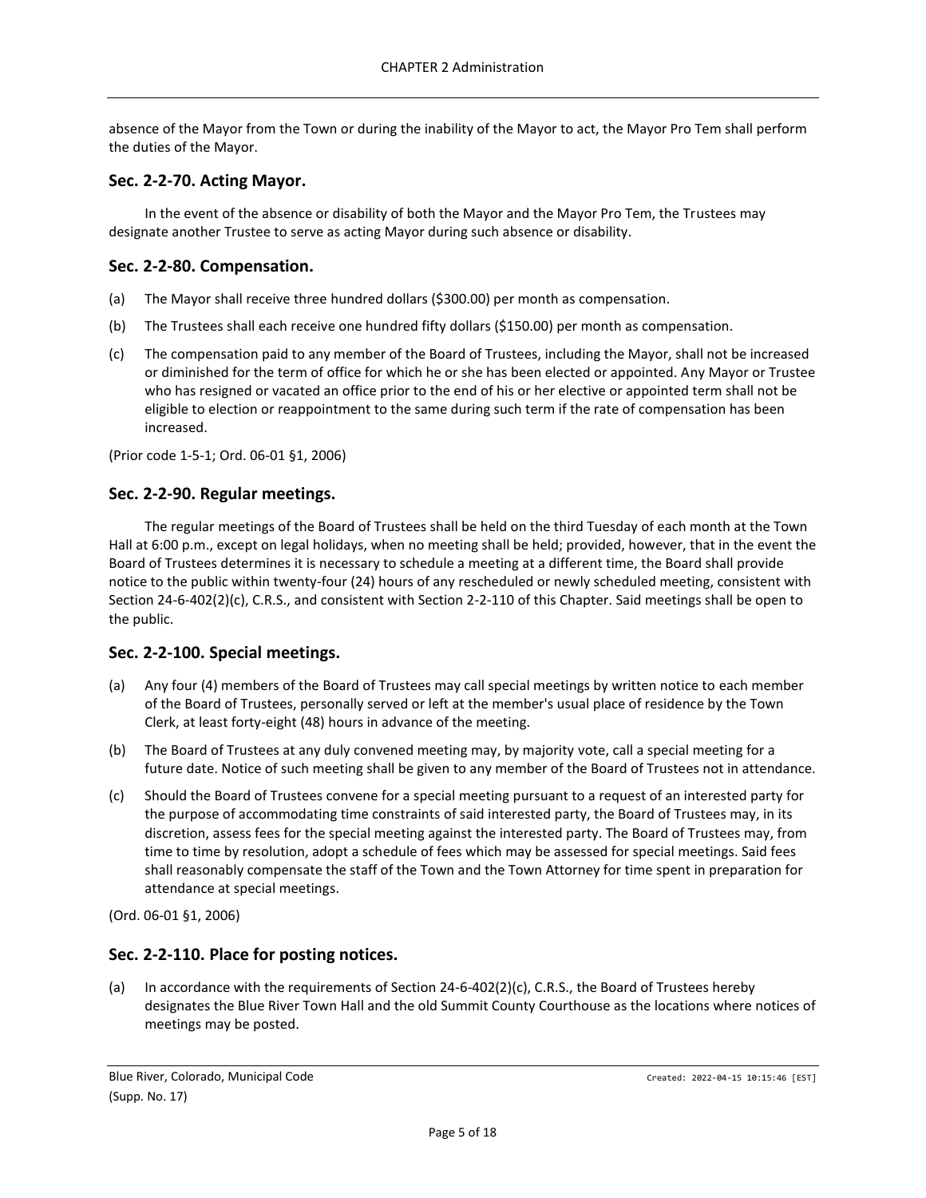absence of the Mayor from the Town or during the inability of the Mayor to act, the Mayor Pro Tem shall perform the duties of the Mayor.

## Sec. 2-2-70. Acting Mayor.

In the event of the absence or disability of both the Mayor and the Mayor Pro Tem, the Trustees may designate another Trustee to serve as acting Mayor during such absence or disability.

## Sec. 2-2-80. Compensation.

(a) The Mayor shall receive three hundred dollars ($300.00) per month as compensation.

(b) The Trustees shall each receive one hundred fifty dollars ($150.00) per month as compensation.

(c) The compensation paid to any member of the Board of Trustees, including the Mayor, shall not be increased or diminished for the term of office for which he or she has been elected or appointed. Any Mayor or Trustee who has resigned or vacated an office prior to the end of his or her elective or appointed term shall not be eligible to election or reappointment to the same during such term if the rate of compensation has been increased.

(Prior code 1-5-1; Ord. 06-01 §1, 2006)

## Sec. 2-2-90. Regular meetings.

The regular meetings of the Board of Trustees shall be held on the third Tuesday of each month at the Town Hall at 6:00 p.m., except on legal holidays, when no meeting shall be held; provided, however, that in the event the Board of Trustees determines it is necessary to schedule a meeting at a different time, the Board shall provide notice to the public within twenty-four (24) hours of any rescheduled or newly scheduled meeting, consistent with Section 24-6-402(2)(c), C.R.S., and consistent with Section 2-2-110 of this Chapter. Said meetings shall be open to the public.

## Sec. 2-2-100. Special meetings.

(a) Any four (4) members of the Board of Trustees may call special meetings by written notice to each member of the Board of Trustees, personally served or left at the member's usual place of residence by the Town Clerk, at least forty-eight (48) hours in advance of the meeting.

(b) The Board of Trustees at any duly convened meeting may, by majority vote, call a special meeting for a future date. Notice of such meeting shall be given to any member of the Board of Trustees not in attendance.

(c) Should the Board of Trustees convene for a special meeting pursuant to a request of an interested party for the purpose of accommodating time constraints of said interested party, the Board of Trustees may, in its discretion, assess fees for the special meeting against the interested party. The Board of Trustees may, from time to time by resolution, adopt a schedule of fees which may be assessed for special meetings. Said fees shall reasonably compensate the staff of the Town and the Town Attorney for time spent in preparation for attendance at special meetings.

(Ord. 06-01 §1, 2006)

## Sec. 2-2-110. Place for posting notices.

(a) In accordance with the requirements of Section 24-6-402(2)(c), C.R.S., the Board of Trustees hereby designates the Blue River Town Hall and the old Summit County Courthouse as the locations where notices of meetings may be posted.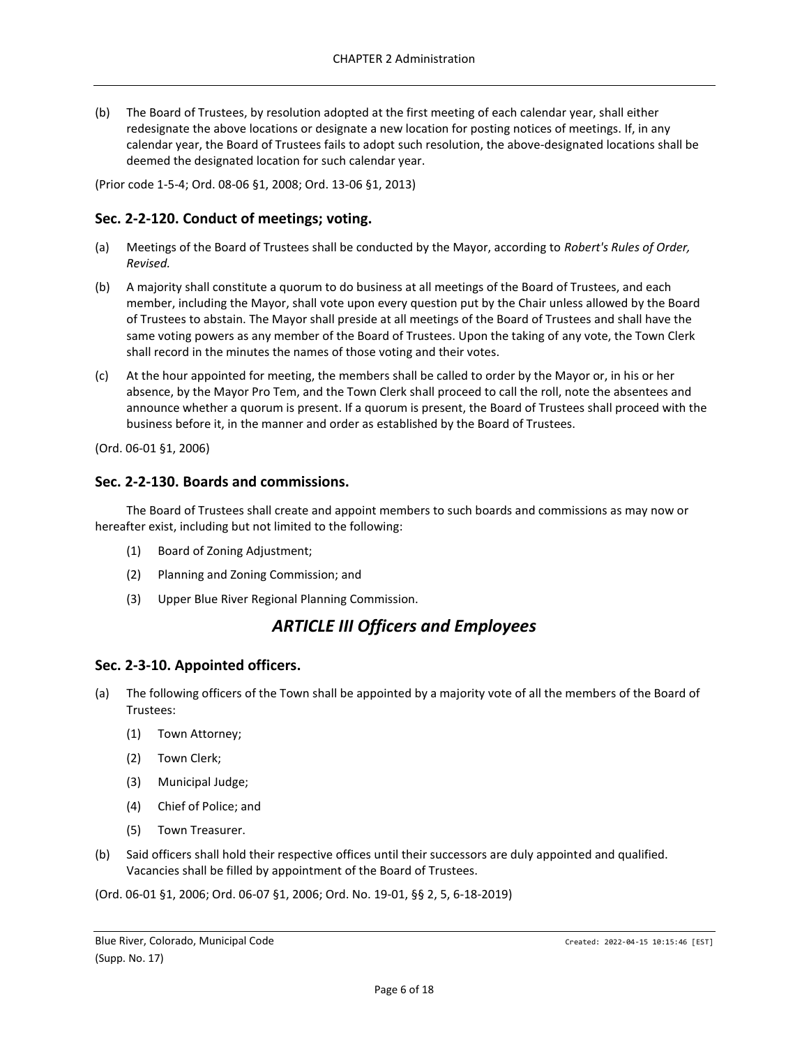(b) The Board of Trustees, by resolution adopted at the first meeting of each calendar year, shall either redesignate the above locations or designate a new location for posting notices of meetings. If, in any calendar year, the Board of Trustees fails to adopt such resolution, the above-designated locations shall be deemed the designated location for such calendar year.

(Prior code 1-5-4; Ord. 08-06 §1, 2008; Ord. 13-06 §1, 2013)

### Sec. 2-2-120. Conduct of meetings; voting.

(a) Meetings of the Board of Trustees shall be conducted by the Mayor, according to *Robert's Rules of Order, Revised.*

(b) A majority shall constitute a quorum to do business at all meetings of the Board of Trustees, and each member, including the Mayor, shall vote upon every question put by the Chair unless allowed by the Board of Trustees to abstain. The Mayor shall preside at all meetings of the Board of Trustees and shall have the same voting powers as any member of the Board of Trustees. Upon the taking of any vote, the Town Clerk shall record in the minutes the names of those voting and their votes.

(c) At the hour appointed for meeting, the members shall be called to order by the Mayor or, in his or her absence, by the Mayor Pro Tem, and the Town Clerk shall proceed to call the roll, note the absentees and announce whether a quorum is present. If a quorum is present, the Board of Trustees shall proceed with the business before it, in the manner and order as established by the Board of Trustees.

(Ord. 06-01 §1, 2006)

### Sec. 2-2-130. Boards and commissions.

The Board of Trustees shall create and appoint members to such boards and commissions as may now or hereafter exist, including but not limited to the following:

(1) Board of Zoning Adjustment;

(2) Planning and Zoning Commission; and

(3) Upper Blue River Regional Planning Commission.

## *ARTICLE III Officers and Employees*

### Sec. 2-3-10. Appointed officers.

(a) The following officers of the Town shall be appointed by a majority vote of all the members of the Board of Trustees:

(1) Town Attorney;

(2) Town Clerk;

(3) Municipal Judge;

(4) Chief of Police; and

(5) Town Treasurer.

(b) Said officers shall hold their respective offices until their successors are duly appointed and qualified. Vacancies shall be filled by appointment of the Board of Trustees.

(Ord. 06-01 §1, 2006; Ord. 06-07 §1, 2006; Ord. No. 19-01, §§ 2, 5, 6-18-2019)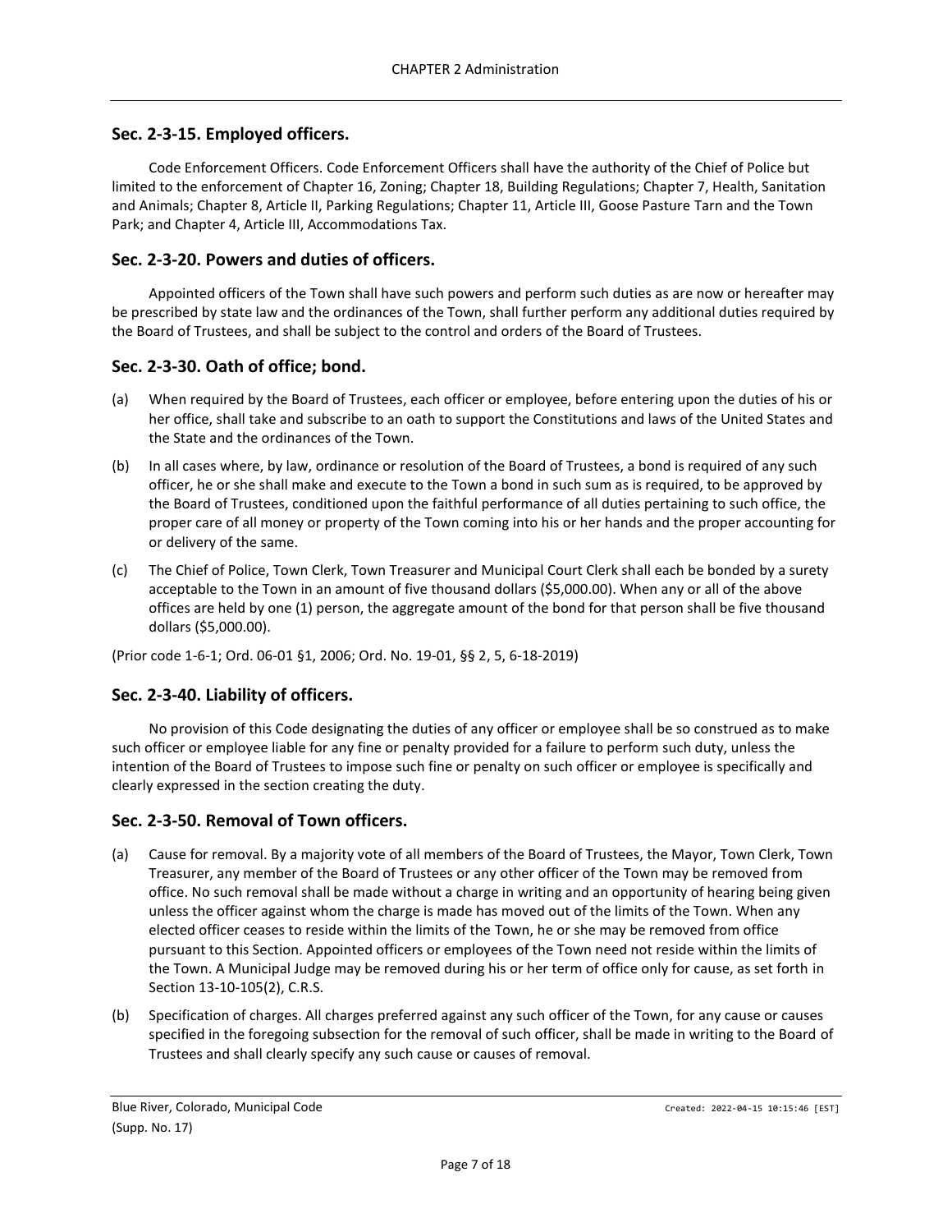## Sec. 2-3-15. Employed officers.

Code Enforcement Officers. Code Enforcement Officers shall have the authority of the Chief of Police but limited to the enforcement of Chapter 16, Zoning; Chapter 18, Building Regulations; Chapter 7, Health, Sanitation and Animals; Chapter 8, Article II, Parking Regulations; Chapter 11, Article III, Goose Pasture Tarn and the Town Park; and Chapter 4, Article III, Accommodations Tax.

## Sec. 2-3-20. Powers and duties of officers.

Appointed officers of the Town shall have such powers and perform such duties as are now or hereafter may be prescribed by state law and the ordinances of the Town, shall further perform any additional duties required by the Board of Trustees, and shall be subject to the control and orders of the Board of Trustees.

## Sec. 2-3-30. Oath of office; bond.

(a) When required by the Board of Trustees, each officer or employee, before entering upon the duties of his or her office, shall take and subscribe to an oath to support the Constitutions and laws of the United States and the State and the ordinances of the Town.

(b) In all cases where, by law, ordinance or resolution of the Board of Trustees, a bond is required of any such officer, he or she shall make and execute to the Town a bond in such sum as is required, to be approved by the Board of Trustees, conditioned upon the faithful performance of all duties pertaining to such office, the proper care of all money or property of the Town coming into his or her hands and the proper accounting for or delivery of the same.

(c) The Chief of Police, Town Clerk, Town Treasurer and Municipal Court Clerk shall each be bonded by a surety acceptable to the Town in an amount of five thousand dollars ($5,000.00). When any or all of the above offices are held by one (1) person, the aggregate amount of the bond for that person shall be five thousand dollars ($5,000.00).

(Prior code 1-6-1; Ord. 06-01 §1, 2006; Ord. No. 19-01, §§ 2, 5, 6-18-2019)

## Sec. 2-3-40. Liability of officers.

No provision of this Code designating the duties of any officer or employee shall be so construed as to make such officer or employee liable for any fine or penalty provided for a failure to perform such duty, unless the intention of the Board of Trustees to impose such fine or penalty on such officer or employee is specifically and clearly expressed in the section creating the duty.

## Sec. 2-3-50. Removal of Town officers.

(a) Cause for removal. By a majority vote of all members of the Board of Trustees, the Mayor, Town Clerk, Town Treasurer, any member of the Board of Trustees or any other officer of the Town may be removed from office. No such removal shall be made without a charge in writing and an opportunity of hearing being given unless the officer against whom the charge is made has moved out of the limits of the Town. When any elected officer ceases to reside within the limits of the Town, he or she may be removed from office pursuant to this Section. Appointed officers or employees of the Town need not reside within the limits of the Town. A Municipal Judge may be removed during his or her term of office only for cause, as set forth in Section 13-10-105(2), C.R.S.

(b) Specification of charges. All charges preferred against any such officer of the Town, for any cause or causes specified in the foregoing subsection for the removal of such officer, shall be made in writing to the Board of Trustees and shall clearly specify any such cause or causes of removal.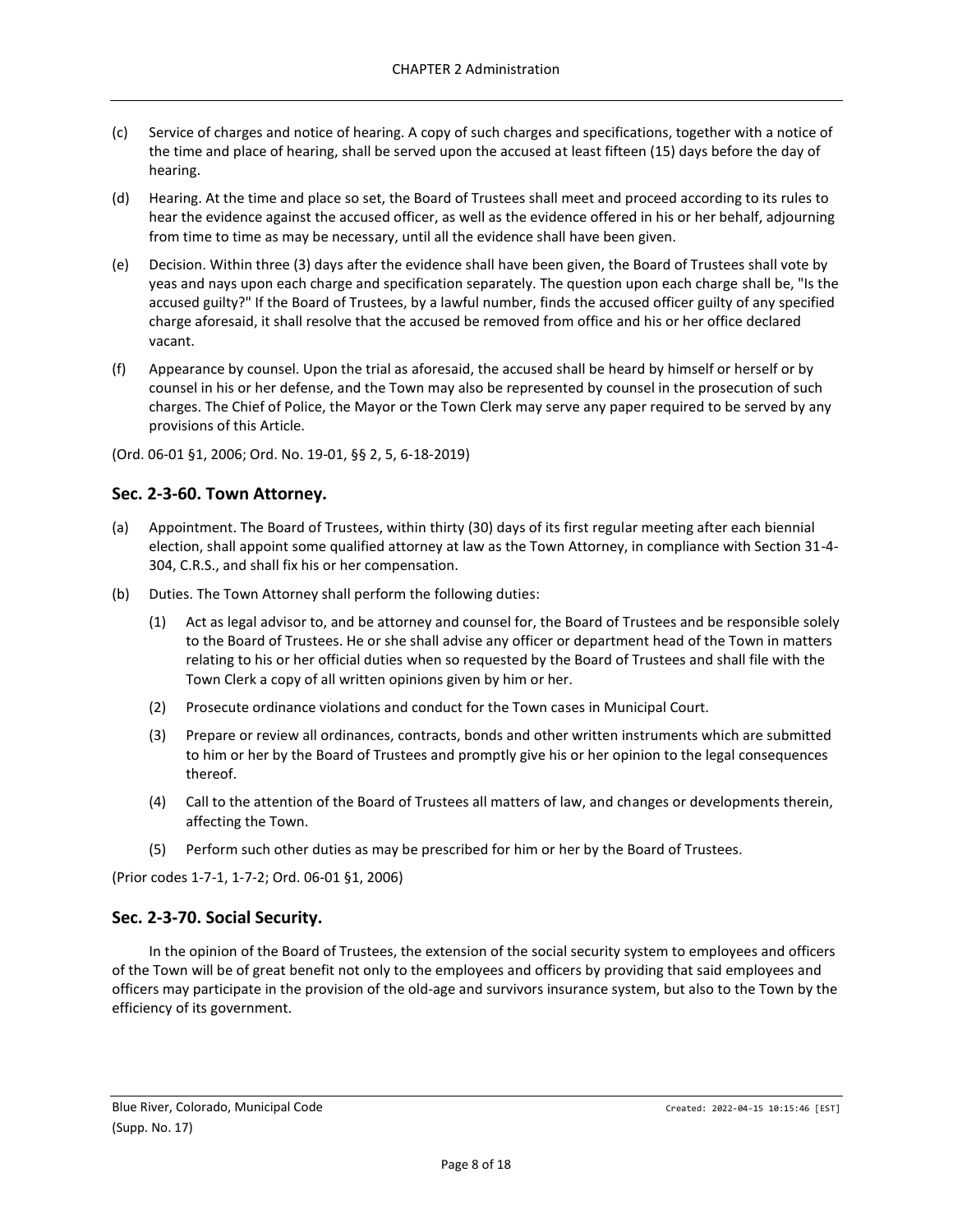(c) Service of charges and notice of hearing. A copy of such charges and specifications, together with a notice of the time and place of hearing, shall be served upon the accused at least fifteen (15) days before the day of hearing.

(d) Hearing. At the time and place so set, the Board of Trustees shall meet and proceed according to its rules to hear the evidence against the accused officer, as well as the evidence offered in his or her behalf, adjourning from time to time as may be necessary, until all the evidence shall have been given.

(e) Decision. Within three (3) days after the evidence shall have been given, the Board of Trustees shall vote by yeas and nays upon each charge and specification separately. The question upon each charge shall be, "Is the accused guilty?" If the Board of Trustees, by a lawful number, finds the accused officer guilty of any specified charge aforesaid, it shall resolve that the accused be removed from office and his or her office declared vacant.

(f) Appearance by counsel. Upon the trial as aforesaid, the accused shall be heard by himself or herself or by counsel in his or her defense, and the Town may also be represented by counsel in the prosecution of such charges. The Chief of Police, the Mayor or the Town Clerk may serve any paper required to be served by any provisions of this Article.

(Ord. 06-01 §1, 2006; Ord. No. 19-01, §§ 2, 5, 6-18-2019)

## Sec. 2-3-60. Town Attorney.

(a) Appointment. The Board of Trustees, within thirty (30) days of its first regular meeting after each biennial election, shall appoint some qualified attorney at law as the Town Attorney, in compliance with Section 31-4-304, C.R.S., and shall fix his or her compensation.

(b) Duties. The Town Attorney shall perform the following duties:

  (1) Act as legal advisor to, and be attorney and counsel for, the Board of Trustees and be responsible solely to the Board of Trustees. He or she shall advise any officer or department head of the Town in matters relating to his or her official duties when so requested by the Board of Trustees and shall file with the Town Clerk a copy of all written opinions given by him or her.

  (2) Prosecute ordinance violations and conduct for the Town cases in Municipal Court.

  (3) Prepare or review all ordinances, contracts, bonds and other written instruments which are submitted to him or her by the Board of Trustees and promptly give his or her opinion to the legal consequences thereof.

  (4) Call to the attention of the Board of Trustees all matters of law, and changes or developments therein, affecting the Town.

  (5) Perform such other duties as may be prescribed for him or her by the Board of Trustees.

(Prior codes 1-7-1, 1-7-2; Ord. 06-01 §1, 2006)

## Sec. 2-3-70. Social Security.

In the opinion of the Board of Trustees, the extension of the social security system to employees and officers of the Town will be of great benefit not only to the employees and officers by providing that said employees and officers may participate in the provision of the old-age and survivors insurance system, but also to the Town by the efficiency of its government.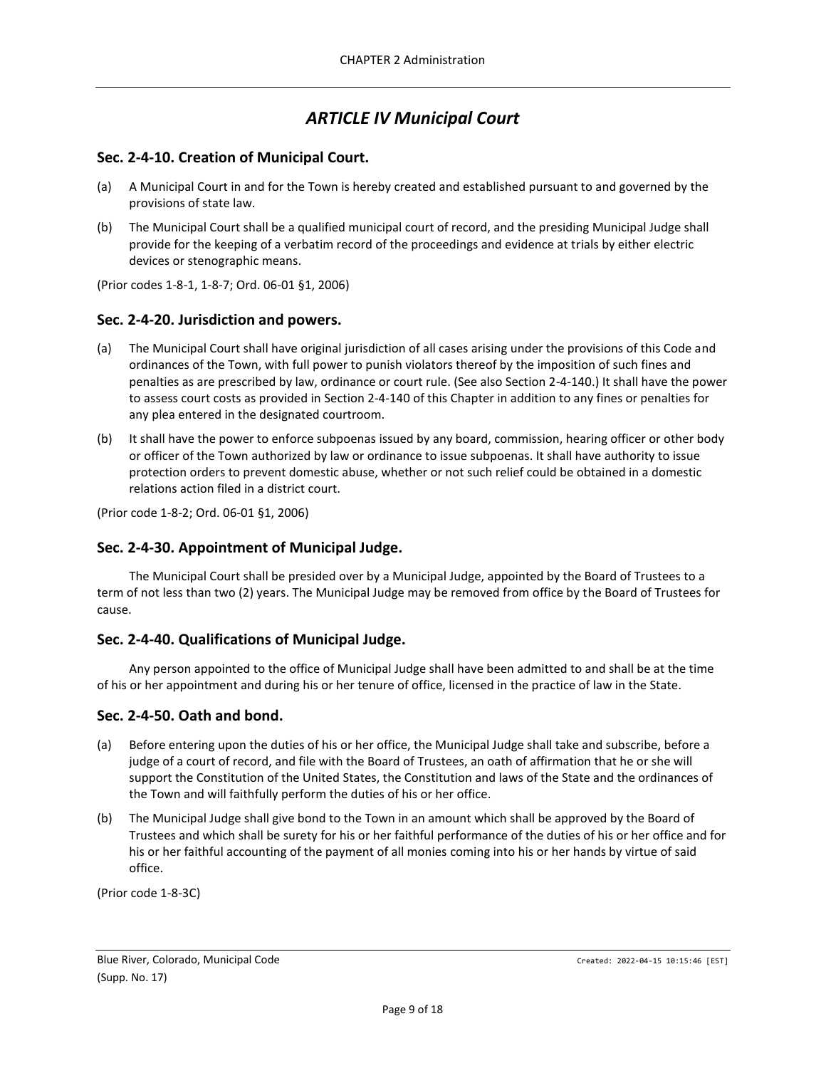# *ARTICLE IV Municipal Court*

## Sec. 2-4-10. Creation of Municipal Court.

(a) A Municipal Court in and for the Town is hereby created and established pursuant to and governed by the provisions of state law.

(b) The Municipal Court shall be a qualified municipal court of record, and the presiding Municipal Judge shall provide for the keeping of a verbatim record of the proceedings and evidence at trials by either electric devices or stenographic means.

(Prior codes 1-8-1, 1-8-7; Ord. 06-01 §1, 2006)

## Sec. 2-4-20. Jurisdiction and powers.

(a) The Municipal Court shall have original jurisdiction of all cases arising under the provisions of this Code and ordinances of the Town, with full power to punish violators thereof by the imposition of such fines and penalties as are prescribed by law, ordinance or court rule. (See also Section 2-4-140.) It shall have the power to assess court costs as provided in Section 2-4-140 of this Chapter in addition to any fines or penalties for any plea entered in the designated courtroom.

(b) It shall have the power to enforce subpoenas issued by any board, commission, hearing officer or other body or officer of the Town authorized by law or ordinance to issue subpoenas. It shall have authority to issue protection orders to prevent domestic abuse, whether or not such relief could be obtained in a domestic relations action filed in a district court.

(Prior code 1-8-2; Ord. 06-01 §1, 2006)

## Sec. 2-4-30. Appointment of Municipal Judge.

The Municipal Court shall be presided over by a Municipal Judge, appointed by the Board of Trustees to a term of not less than two (2) years. The Municipal Judge may be removed from office by the Board of Trustees for cause.

## Sec. 2-4-40. Qualifications of Municipal Judge.

Any person appointed to the office of Municipal Judge shall have been admitted to and shall be at the time of his or her appointment and during his or her tenure of office, licensed in the practice of law in the State.

## Sec. 2-4-50. Oath and bond.

(a) Before entering upon the duties of his or her office, the Municipal Judge shall take and subscribe, before a judge of a court of record, and file with the Board of Trustees, an oath of affirmation that he or she will support the Constitution of the United States, the Constitution and laws of the State and the ordinances of the Town and will faithfully perform the duties of his or her office.

(b) The Municipal Judge shall give bond to the Town in an amount which shall be approved by the Board of Trustees and which shall be surety for his or her faithful performance of the duties of his or her office and for his or her faithful accounting of the payment of all monies coming into his or her hands by virtue of said office.

(Prior code 1-8-3C)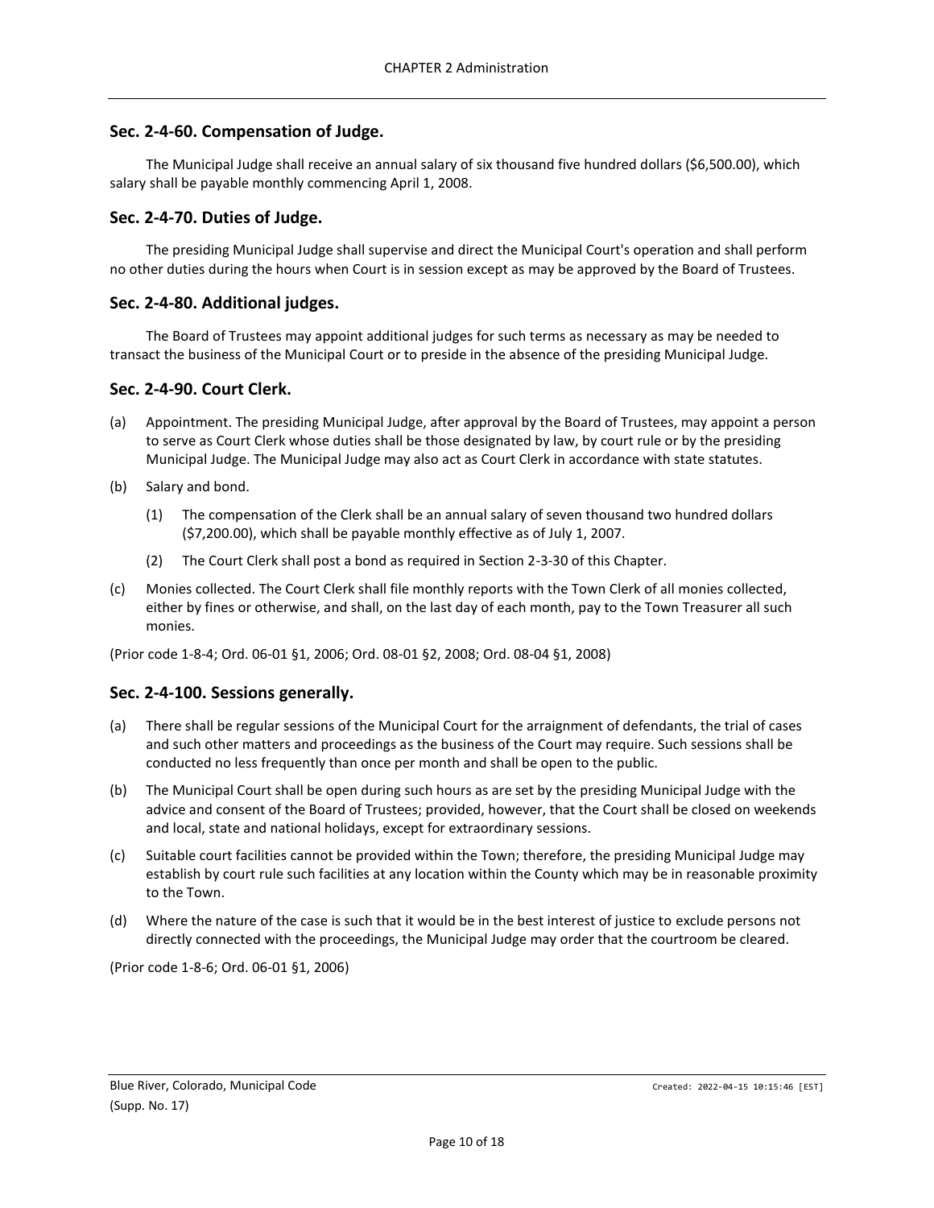## Sec. 2-4-60. Compensation of Judge.

The Municipal Judge shall receive an annual salary of six thousand five hundred dollars ($6,500.00), which salary shall be payable monthly commencing April 1, 2008.

## Sec. 2-4-70. Duties of Judge.

The presiding Municipal Judge shall supervise and direct the Municipal Court's operation and shall perform no other duties during the hours when Court is in session except as may be approved by the Board of Trustees.

## Sec. 2-4-80. Additional judges.

The Board of Trustees may appoint additional judges for such terms as necessary as may be needed to transact the business of the Municipal Court or to preside in the absence of the presiding Municipal Judge.

## Sec. 2-4-90. Court Clerk.

(a) Appointment. The presiding Municipal Judge, after approval by the Board of Trustees, may appoint a person to serve as Court Clerk whose duties shall be those designated by law, by court rule or by the presiding Municipal Judge. The Municipal Judge may also act as Court Clerk in accordance with state statutes.

(b) Salary and bond.

   (1) The compensation of the Clerk shall be an annual salary of seven thousand two hundred dollars ($7,200.00), which shall be payable monthly effective as of July 1, 2007.

   (2) The Court Clerk shall post a bond as required in Section 2-3-30 of this Chapter.

(c) Monies collected. The Court Clerk shall file monthly reports with the Town Clerk of all monies collected, either by fines or otherwise, and shall, on the last day of each month, pay to the Town Treasurer all such monies.

(Prior code 1-8-4; Ord. 06-01 §1, 2006; Ord. 08-01 §2, 2008; Ord. 08-04 §1, 2008)

## Sec. 2-4-100. Sessions generally.

(a) There shall be regular sessions of the Municipal Court for the arraignment of defendants, the trial of cases and such other matters and proceedings as the business of the Court may require. Such sessions shall be conducted no less frequently than once per month and shall be open to the public.

(b) The Municipal Court shall be open during such hours as are set by the presiding Municipal Judge with the advice and consent of the Board of Trustees; provided, however, that the Court shall be closed on weekends and local, state and national holidays, except for extraordinary sessions.

(c) Suitable court facilities cannot be provided within the Town; therefore, the presiding Municipal Judge may establish by court rule such facilities at any location within the County which may be in reasonable proximity to the Town.

(d) Where the nature of the case is such that it would be in the best interest of justice to exclude persons not directly connected with the proceedings, the Municipal Judge may order that the courtroom be cleared.

(Prior code 1-8-6; Ord. 06-01 §1, 2006)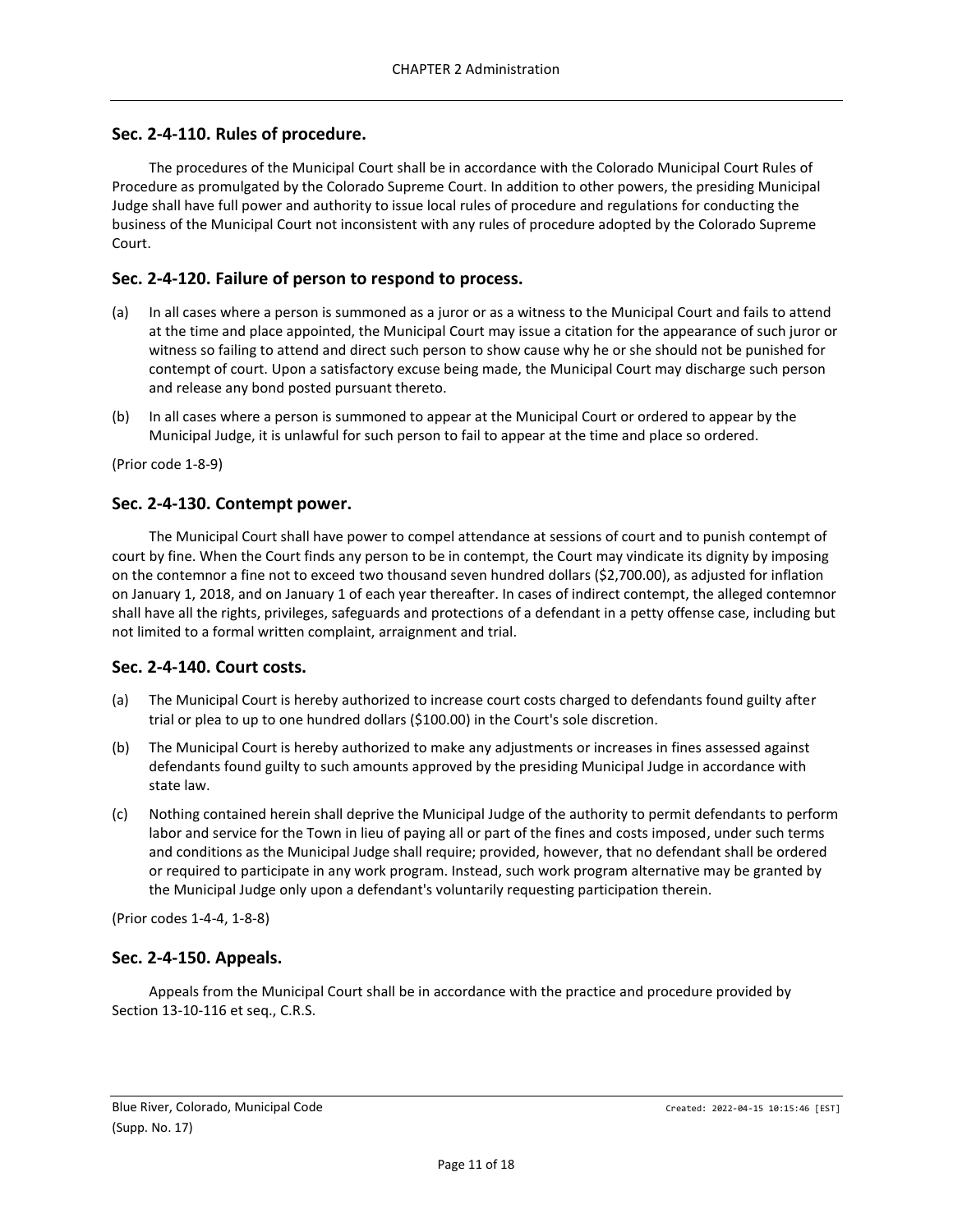## Sec. 2-4-110. Rules of procedure.

The procedures of the Municipal Court shall be in accordance with the Colorado Municipal Court Rules of Procedure as promulgated by the Colorado Supreme Court. In addition to other powers, the presiding Municipal Judge shall have full power and authority to issue local rules of procedure and regulations for conducting the business of the Municipal Court not inconsistent with any rules of procedure adopted by the Colorado Supreme Court.

## Sec. 2-4-120. Failure of person to respond to process.

(a) In all cases where a person is summoned as a juror or as a witness to the Municipal Court and fails to attend at the time and place appointed, the Municipal Court may issue a citation for the appearance of such juror or witness so failing to attend and direct such person to show cause why he or she should not be punished for contempt of court. Upon a satisfactory excuse being made, the Municipal Court may discharge such person and release any bond posted pursuant thereto.

(b) In all cases where a person is summoned to appear at the Municipal Court or ordered to appear by the Municipal Judge, it is unlawful for such person to fail to appear at the time and place so ordered.

(Prior code 1-8-9)

## Sec. 2-4-130. Contempt power.

The Municipal Court shall have power to compel attendance at sessions of court and to punish contempt of court by fine. When the Court finds any person to be in contempt, the Court may vindicate its dignity by imposing on the contemnor a fine not to exceed two thousand seven hundred dollars ($2,700.00), as adjusted for inflation on January 1, 2018, and on January 1 of each year thereafter. In cases of indirect contempt, the alleged contemnor shall have all the rights, privileges, safeguards and protections of a defendant in a petty offense case, including but not limited to a formal written complaint, arraignment and trial.

## Sec. 2-4-140. Court costs.

(a) The Municipal Court is hereby authorized to increase court costs charged to defendants found guilty after trial or plea to up to one hundred dollars ($100.00) in the Court's sole discretion.

(b) The Municipal Court is hereby authorized to make any adjustments or increases in fines assessed against defendants found guilty to such amounts approved by the presiding Municipal Judge in accordance with state law.

(c) Nothing contained herein shall deprive the Municipal Judge of the authority to permit defendants to perform labor and service for the Town in lieu of paying all or part of the fines and costs imposed, under such terms and conditions as the Municipal Judge shall require; provided, however, that no defendant shall be ordered or required to participate in any work program. Instead, such work program alternative may be granted by the Municipal Judge only upon a defendant's voluntarily requesting participation therein.

(Prior codes 1-4-4, 1-8-8)

## Sec. 2-4-150. Appeals.

Appeals from the Municipal Court shall be in accordance with the practice and procedure provided by Section 13-10-116 et seq., C.R.S.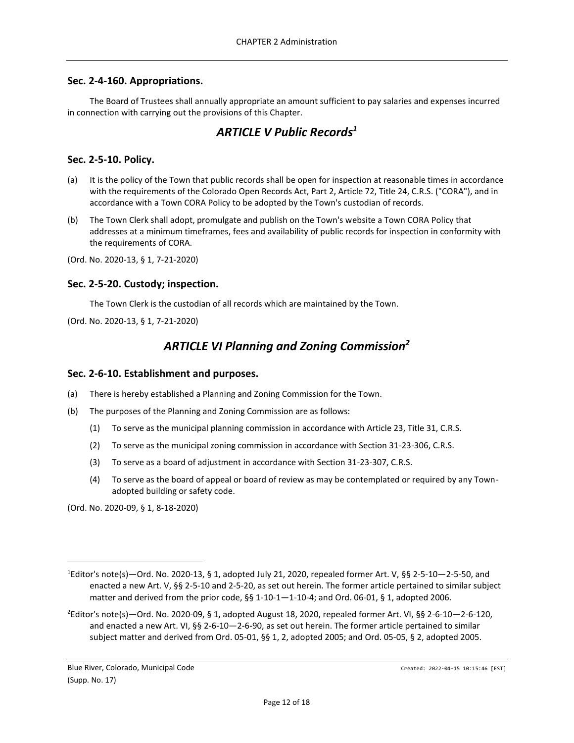### Sec. 2-4-160. Appropriations.

The Board of Trustees shall annually appropriate an amount sufficient to pay salaries and expenses incurred in connection with carrying out the provisions of this Chapter.

## *ARTICLE V Public Records*[1]

### Sec. 2-5-10. Policy.

(a) It is the policy of the Town that public records shall be open for inspection at reasonable times in accordance with the requirements of the Colorado Open Records Act, Part 2, Article 72, Title 24, C.R.S. ("CORA"), and in accordance with a Town CORA Policy to be adopted by the Town's custodian of records.

(b) The Town Clerk shall adopt, promulgate and publish on the Town's website a Town CORA Policy that addresses at a minimum timeframes, fees and availability of public records for inspection in conformity with the requirements of CORA.

(Ord. No. 2020-13, § 1, 7-21-2020)

### Sec. 2-5-20. Custody; inspection.

The Town Clerk is the custodian of all records which are maintained by the Town.

(Ord. No. 2020-13, § 1, 7-21-2020)

## *ARTICLE VI Planning and Zoning Commission*[2]

### Sec. 2-6-10. Establishment and purposes.

(a) There is hereby established a Planning and Zoning Commission for the Town.

(b) The purposes of the Planning and Zoning Commission are as follows:

  (1) To serve as the municipal planning commission in accordance with Article 23, Title 31, C.R.S.

  (2) To serve as the municipal zoning commission in accordance with Section 31-23-306, C.R.S.

  (3) To serve as a board of adjustment in accordance with Section 31-23-307, C.R.S.

  (4) To serve as the board of appeal or board of review as may be contemplated or required by any Town-adopted building or safety code.

(Ord. No. 2020-09, § 1, 8-18-2020)

---

[1]Editor's note(s)—Ord. No. 2020-13, § 1, adopted July 21, 2020, repealed former Art. V, §§ 2-5-10—2-5-50, and enacted a new Art. V, §§ 2-5-10 and 2-5-20, as set out herein. The former article pertained to similar subject matter and derived from the prior code, §§ 1-10-1—1-10-4; and Ord. 06-01, § 1, adopted 2006.

[2]Editor's note(s)—Ord. No. 2020-09, § 1, adopted August 18, 2020, repealed former Art. VI, §§ 2-6-10—2-6-120, and enacted a new Art. VI, §§ 2-6-10—2-6-90, as set out herein. The former article pertained to similar subject matter and derived from Ord. 05-01, §§ 1, 2, adopted 2005; and Ord. 05-05, § 2, adopted 2005.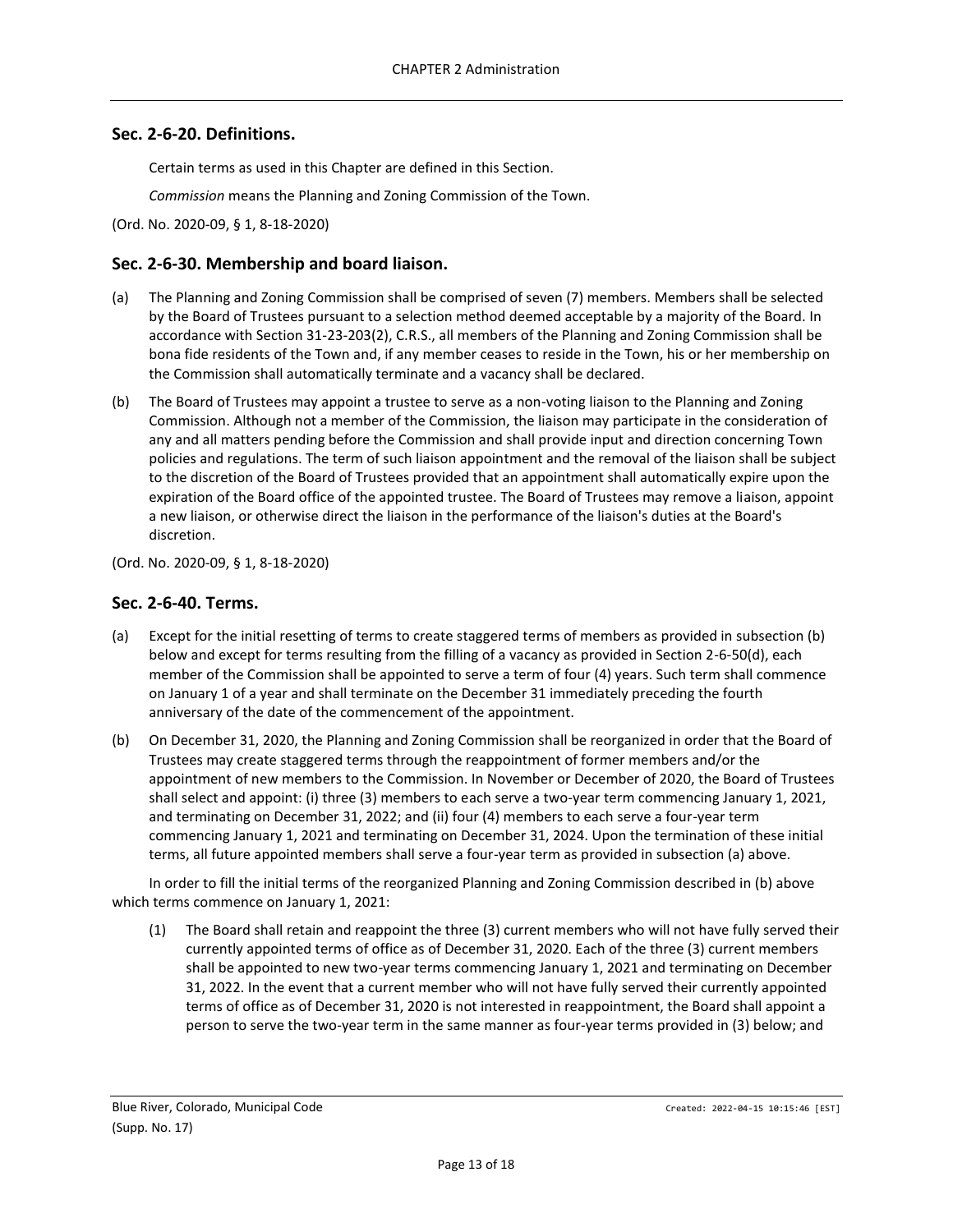## Sec. 2-6-20. Definitions.

Certain terms as used in this Chapter are defined in this Section.

*Commission* means the Planning and Zoning Commission of the Town.

(Ord. No. 2020-09, § 1, 8-18-2020)

## Sec. 2-6-30. Membership and board liaison.

(a) The Planning and Zoning Commission shall be comprised of seven (7) members. Members shall be selected by the Board of Trustees pursuant to a selection method deemed acceptable by a majority of the Board. In accordance with Section 31-23-203(2), C.R.S., all members of the Planning and Zoning Commission shall be bona fide residents of the Town and, if any member ceases to reside in the Town, his or her membership on the Commission shall automatically terminate and a vacancy shall be declared.

(b) The Board of Trustees may appoint a trustee to serve as a non-voting liaison to the Planning and Zoning Commission. Although not a member of the Commission, the liaison may participate in the consideration of any and all matters pending before the Commission and shall provide input and direction concerning Town policies and regulations. The term of such liaison appointment and the removal of the liaison shall be subject to the discretion of the Board of Trustees provided that an appointment shall automatically expire upon the expiration of the Board office of the appointed trustee. The Board of Trustees may remove a liaison, appoint a new liaison, or otherwise direct the liaison in the performance of the liaison's duties at the Board's discretion.

(Ord. No. 2020-09, § 1, 8-18-2020)

## Sec. 2-6-40. Terms.

(a) Except for the initial resetting of terms to create staggered terms of members as provided in subsection (b) below and except for terms resulting from the filling of a vacancy as provided in Section 2-6-50(d), each member of the Commission shall be appointed to serve a term of four (4) years. Such term shall commence on January 1 of a year and shall terminate on the December 31 immediately preceding the fourth anniversary of the date of the commencement of the appointment.

(b) On December 31, 2020, the Planning and Zoning Commission shall be reorganized in order that the Board of Trustees may create staggered terms through the reappointment of former members and/or the appointment of new members to the Commission. In November or December of 2020, the Board of Trustees shall select and appoint: (i) three (3) members to each serve a two-year term commencing January 1, 2021, and terminating on December 31, 2022; and (ii) four (4) members to each serve a four-year term commencing January 1, 2021 and terminating on December 31, 2024. Upon the termination of these initial terms, all future appointed members shall serve a four-year term as provided in subsection (a) above.

In order to fill the initial terms of the reorganized Planning and Zoning Commission described in (b) above which terms commence on January 1, 2021:

(1) The Board shall retain and reappoint the three (3) current members who will not have fully served their currently appointed terms of office as of December 31, 2020. Each of the three (3) current members shall be appointed to new two-year terms commencing January 1, 2021 and terminating on December 31, 2022. In the event that a current member who will not have fully served their currently appointed terms of office as of December 31, 2020 is not interested in reappointment, the Board shall appoint a person to serve the two-year term in the same manner as four-year terms provided in (3) below; and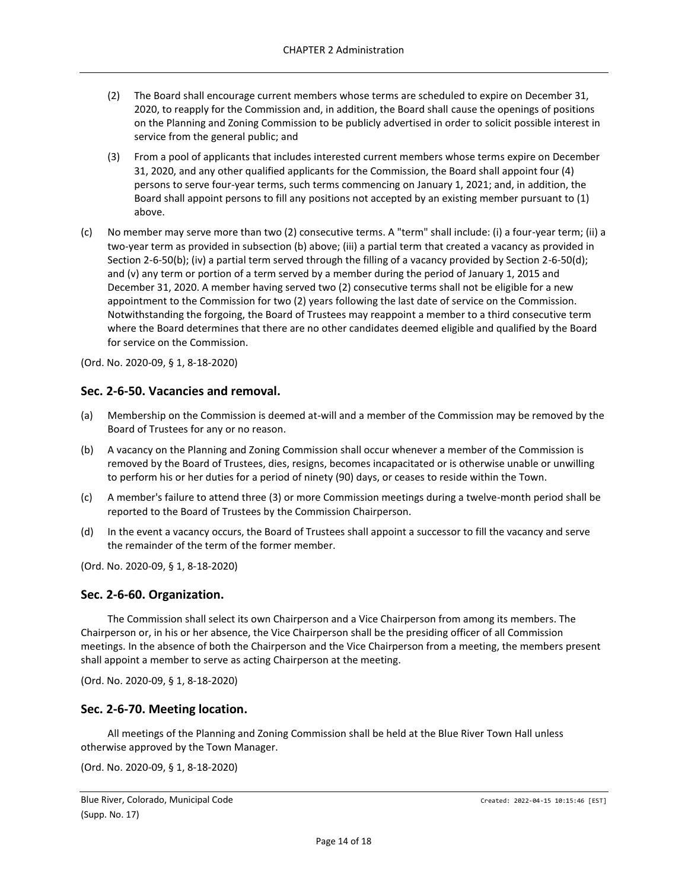(2) The Board shall encourage current members whose terms are scheduled to expire on December 31, 2020, to reapply for the Commission and, in addition, the Board shall cause the openings of positions on the Planning and Zoning Commission to be publicly advertised in order to solicit possible interest in service from the general public; and

(3) From a pool of applicants that includes interested current members whose terms expire on December 31, 2020, and any other qualified applicants for the Commission, the Board shall appoint four (4) persons to serve four-year terms, such terms commencing on January 1, 2021; and, in addition, the Board shall appoint persons to fill any positions not accepted by an existing member pursuant to (1) above.

(c) No member may serve more than two (2) consecutive terms. A "term" shall include: (i) a four-year term; (ii) a two-year term as provided in subsection (b) above; (iii) a partial term that created a vacancy as provided in Section 2-6-50(b); (iv) a partial term served through the filling of a vacancy provided by Section 2-6-50(d); and (v) any term or portion of a term served by a member during the period of January 1, 2015 and December 31, 2020. A member having served two (2) consecutive terms shall not be eligible for a new appointment to the Commission for two (2) years following the last date of service on the Commission. Notwithstanding the forgoing, the Board of Trustees may reappoint a member to a third consecutive term where the Board determines that there are no other candidates deemed eligible and qualified by the Board for service on the Commission.

(Ord. No. 2020-09, § 1, 8-18-2020)

## Sec. 2-6-50. Vacancies and removal.

(a) Membership on the Commission is deemed at-will and a member of the Commission may be removed by the Board of Trustees for any or no reason.

(b) A vacancy on the Planning and Zoning Commission shall occur whenever a member of the Commission is removed by the Board of Trustees, dies, resigns, becomes incapacitated or is otherwise unable or unwilling to perform his or her duties for a period of ninety (90) days, or ceases to reside within the Town.

(c) A member's failure to attend three (3) or more Commission meetings during a twelve-month period shall be reported to the Board of Trustees by the Commission Chairperson.

(d) In the event a vacancy occurs, the Board of Trustees shall appoint a successor to fill the vacancy and serve the remainder of the term of the former member.

(Ord. No. 2020-09, § 1, 8-18-2020)

## Sec. 2-6-60. Organization.

The Commission shall select its own Chairperson and a Vice Chairperson from among its members. The Chairperson or, in his or her absence, the Vice Chairperson shall be the presiding officer of all Commission meetings. In the absence of both the Chairperson and the Vice Chairperson from a meeting, the members present shall appoint a member to serve as acting Chairperson at the meeting.

(Ord. No. 2020-09, § 1, 8-18-2020)

## Sec. 2-6-70. Meeting location.

All meetings of the Planning and Zoning Commission shall be held at the Blue River Town Hall unless otherwise approved by the Town Manager.

(Ord. No. 2020-09, § 1, 8-18-2020)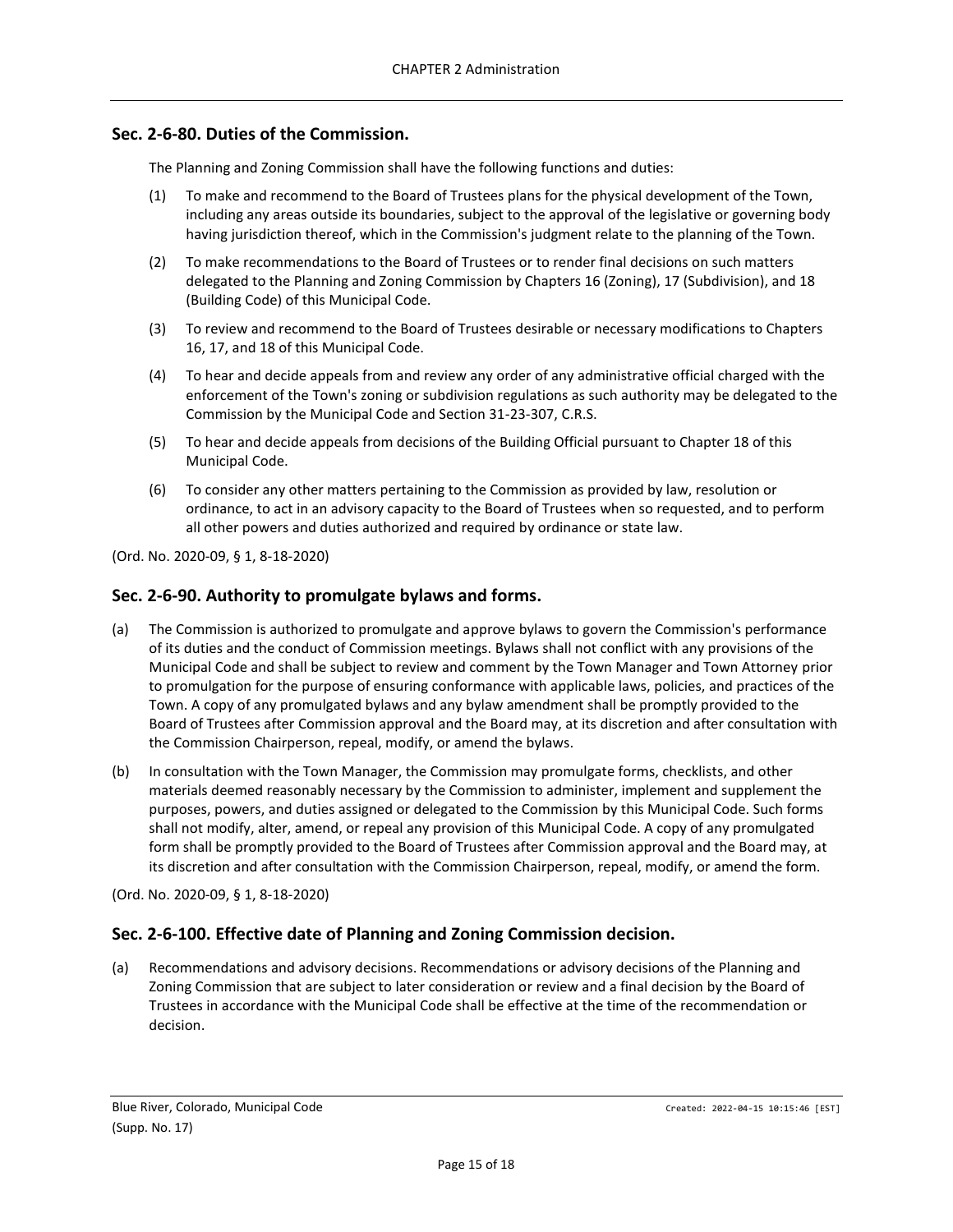## Sec. 2-6-80. Duties of the Commission.

The Planning and Zoning Commission shall have the following functions and duties:

(1) To make and recommend to the Board of Trustees plans for the physical development of the Town, including any areas outside its boundaries, subject to the approval of the legislative or governing body having jurisdiction thereof, which in the Commission's judgment relate to the planning of the Town.

(2) To make recommendations to the Board of Trustees or to render final decisions on such matters delegated to the Planning and Zoning Commission by Chapters 16 (Zoning), 17 (Subdivision), and 18 (Building Code) of this Municipal Code.

(3) To review and recommend to the Board of Trustees desirable or necessary modifications to Chapters 16, 17, and 18 of this Municipal Code.

(4) To hear and decide appeals from and review any order of any administrative official charged with the enforcement of the Town's zoning or subdivision regulations as such authority may be delegated to the Commission by the Municipal Code and Section 31-23-307, C.R.S.

(5) To hear and decide appeals from decisions of the Building Official pursuant to Chapter 18 of this Municipal Code.

(6) To consider any other matters pertaining to the Commission as provided by law, resolution or ordinance, to act in an advisory capacity to the Board of Trustees when so requested, and to perform all other powers and duties authorized and required by ordinance or state law.

(Ord. No. 2020-09, § 1, 8-18-2020)

## Sec. 2-6-90. Authority to promulgate bylaws and forms.

(a) The Commission is authorized to promulgate and approve bylaws to govern the Commission's performance of its duties and the conduct of Commission meetings. Bylaws shall not conflict with any provisions of the Municipal Code and shall be subject to review and comment by the Town Manager and Town Attorney prior to promulgation for the purpose of ensuring conformance with applicable laws, policies, and practices of the Town. A copy of any promulgated bylaws and any bylaw amendment shall be promptly provided to the Board of Trustees after Commission approval and the Board may, at its discretion and after consultation with the Commission Chairperson, repeal, modify, or amend the bylaws.

(b) In consultation with the Town Manager, the Commission may promulgate forms, checklists, and other materials deemed reasonably necessary by the Commission to administer, implement and supplement the purposes, powers, and duties assigned or delegated to the Commission by this Municipal Code. Such forms shall not modify, alter, amend, or repeal any provision of this Municipal Code. A copy of any promulgated form shall be promptly provided to the Board of Trustees after Commission approval and the Board may, at its discretion and after consultation with the Commission Chairperson, repeal, modify, or amend the form.

(Ord. No. 2020-09, § 1, 8-18-2020)

## Sec. 2-6-100. Effective date of Planning and Zoning Commission decision.

(a) Recommendations and advisory decisions. Recommendations or advisory decisions of the Planning and Zoning Commission that are subject to later consideration or review and a final decision by the Board of Trustees in accordance with the Municipal Code shall be effective at the time of the recommendation or decision.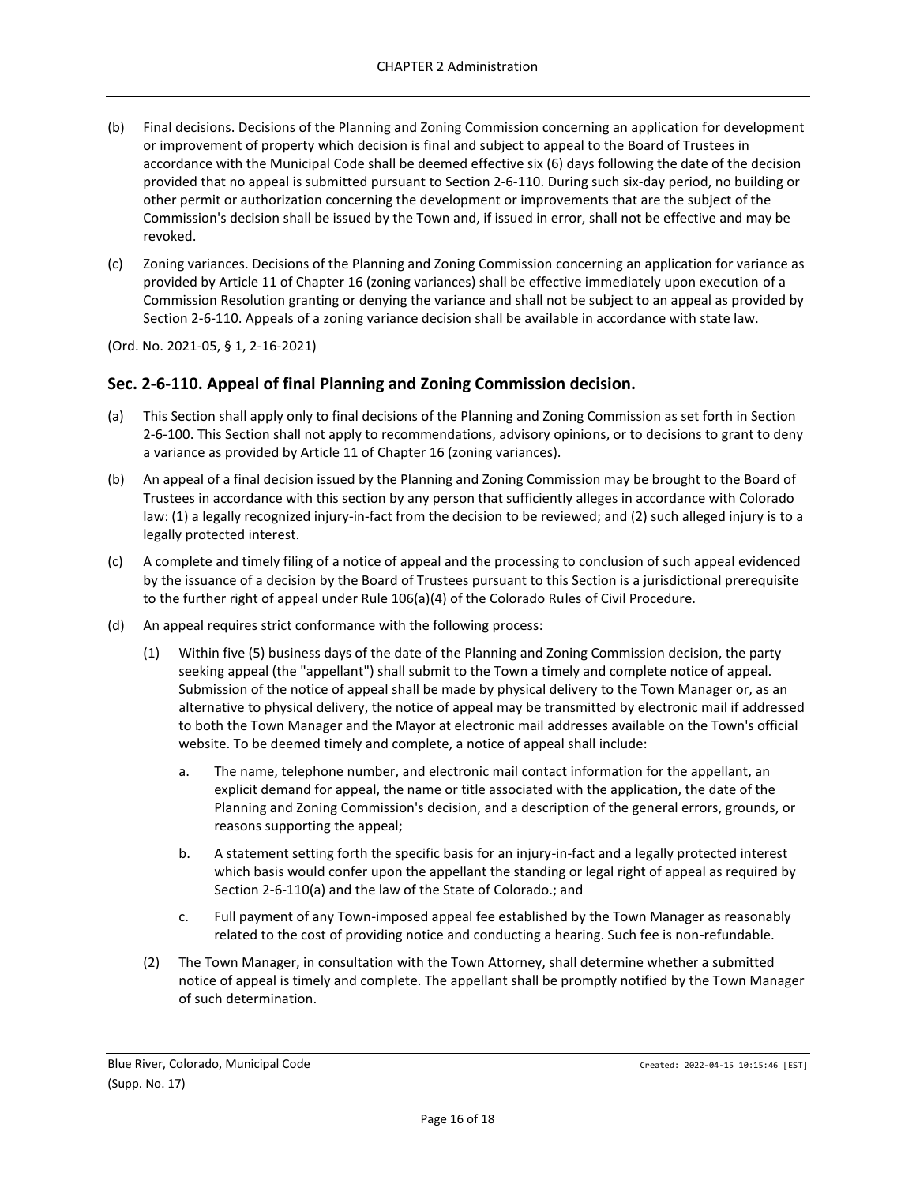(b) Final decisions. Decisions of the Planning and Zoning Commission concerning an application for development or improvement of property which decision is final and subject to appeal to the Board of Trustees in accordance with the Municipal Code shall be deemed effective six (6) days following the date of the decision provided that no appeal is submitted pursuant to Section 2-6-110. During such six-day period, no building or other permit or authorization concerning the development or improvements that are the subject of the Commission's decision shall be issued by the Town and, if issued in error, shall not be effective and may be revoked.

(c) Zoning variances. Decisions of the Planning and Zoning Commission concerning an application for variance as provided by Article 11 of Chapter 16 (zoning variances) shall be effective immediately upon execution of a Commission Resolution granting or denying the variance and shall not be subject to an appeal as provided by Section 2-6-110. Appeals of a zoning variance decision shall be available in accordance with state law.

(Ord. No. 2021-05, § 1, 2-16-2021)

## Sec. 2-6-110. Appeal of final Planning and Zoning Commission decision.

(a) This Section shall apply only to final decisions of the Planning and Zoning Commission as set forth in Section 2-6-100. This Section shall not apply to recommendations, advisory opinions, or to decisions to grant to deny a variance as provided by Article 11 of Chapter 16 (zoning variances).

(b) An appeal of a final decision issued by the Planning and Zoning Commission may be brought to the Board of Trustees in accordance with this section by any person that sufficiently alleges in accordance with Colorado law: (1) a legally recognized injury-in-fact from the decision to be reviewed; and (2) such alleged injury is to a legally protected interest.

(c) A complete and timely filing of a notice of appeal and the processing to conclusion of such appeal evidenced by the issuance of a decision by the Board of Trustees pursuant to this Section is a jurisdictional prerequisite to the further right of appeal under Rule 106(a)(4) of the Colorado Rules of Civil Procedure.

(d) An appeal requires strict conformance with the following process:

   (1) Within five (5) business days of the date of the Planning and Zoning Commission decision, the party seeking appeal (the "appellant") shall submit to the Town a timely and complete notice of appeal. Submission of the notice of appeal shall be made by physical delivery to the Town Manager or, as an alternative to physical delivery, the notice of appeal may be transmitted by electronic mail if addressed to both the Town Manager and the Mayor at electronic mail addresses available on the Town's official website. To be deemed timely and complete, a notice of appeal shall include:

      a. The name, telephone number, and electronic mail contact information for the appellant, an explicit demand for appeal, the name or title associated with the application, the date of the Planning and Zoning Commission's decision, and a description of the general errors, grounds, or reasons supporting the appeal;

      b. A statement setting forth the specific basis for an injury-in-fact and a legally protected interest which basis would confer upon the appellant the standing or legal right of appeal as required by Section 2-6-110(a) and the law of the State of Colorado.; and

      c. Full payment of any Town-imposed appeal fee established by the Town Manager as reasonably related to the cost of providing notice and conducting a hearing. Such fee is non-refundable.

   (2) The Town Manager, in consultation with the Town Attorney, shall determine whether a submitted notice of appeal is timely and complete. The appellant shall be promptly notified by the Town Manager of such determination.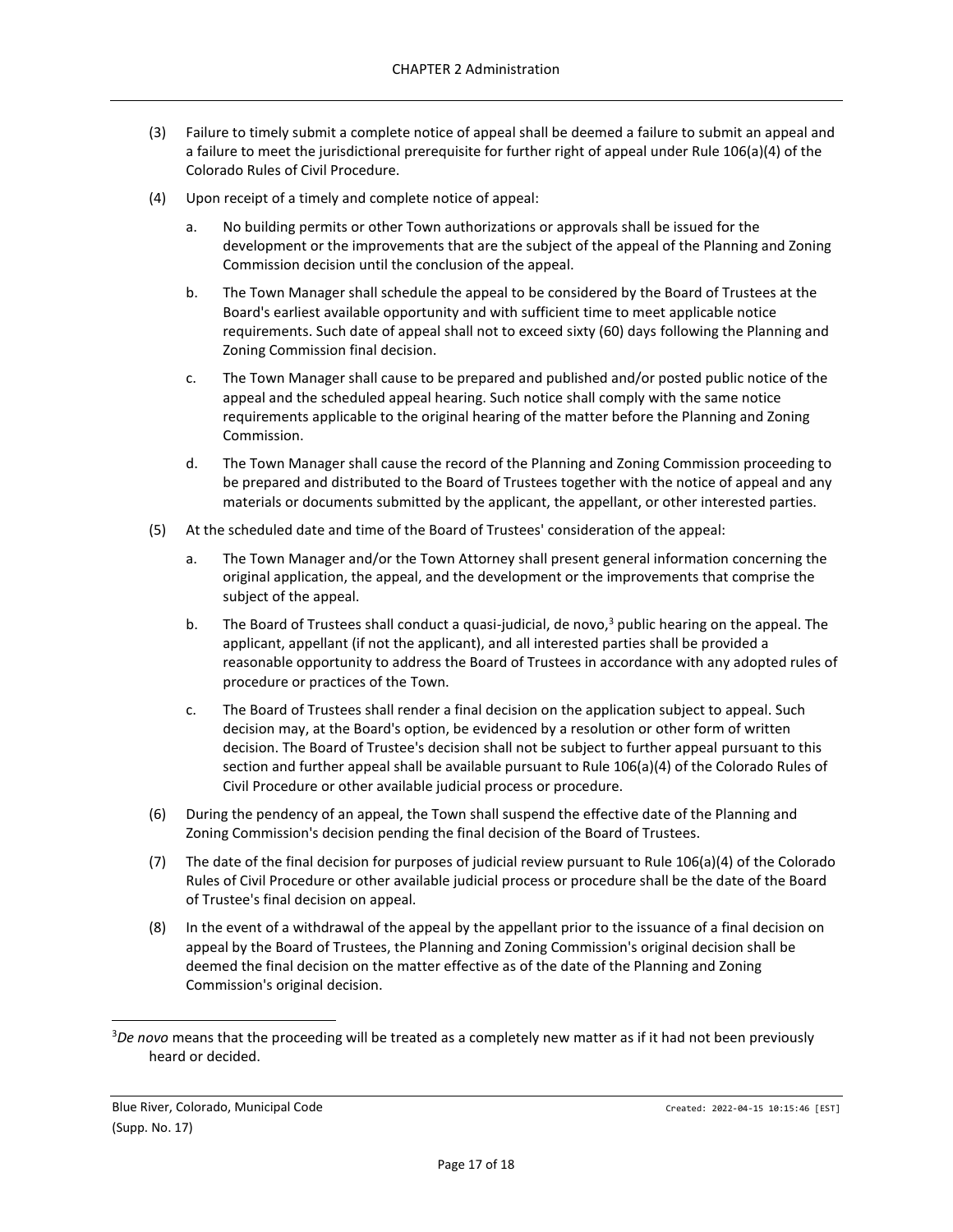(3) Failure to timely submit a complete notice of appeal shall be deemed a failure to submit an appeal and a failure to meet the jurisdictional prerequisite for further right of appeal under Rule 106(a)(4) of the Colorado Rules of Civil Procedure.

(4) Upon receipt of a timely and complete notice of appeal:

   a. No building permits or other Town authorizations or approvals shall be issued for the development or the improvements that are the subject of the appeal of the Planning and Zoning Commission decision until the conclusion of the appeal.

   b. The Town Manager shall schedule the appeal to be considered by the Board of Trustees at the Board's earliest available opportunity and with sufficient time to meet applicable notice requirements. Such date of appeal shall not to exceed sixty (60) days following the Planning and Zoning Commission final decision.

   c. The Town Manager shall cause to be prepared and published and/or posted public notice of the appeal and the scheduled appeal hearing. Such notice shall comply with the same notice requirements applicable to the original hearing of the matter before the Planning and Zoning Commission.

   d. The Town Manager shall cause the record of the Planning and Zoning Commission proceeding to be prepared and distributed to the Board of Trustees together with the notice of appeal and any materials or documents submitted by the applicant, the appellant, or other interested parties.

(5) At the scheduled date and time of the Board of Trustees' consideration of the appeal:

   a. The Town Manager and/or the Town Attorney shall present general information concerning the original application, the appeal, and the development or the improvements that comprise the subject of the appeal.

   b. The Board of Trustees shall conduct a quasi-judicial, de novo,[3] public hearing on the appeal. The applicant, appellant (if not the applicant), and all interested parties shall be provided a reasonable opportunity to address the Board of Trustees in accordance with any adopted rules of procedure or practices of the Town.

   c. The Board of Trustees shall render a final decision on the application subject to appeal. Such decision may, at the Board's option, be evidenced by a resolution or other form of written decision. The Board of Trustee's decision shall not be subject to further appeal pursuant to this section and further appeal shall be available pursuant to Rule 106(a)(4) of the Colorado Rules of Civil Procedure or other available judicial process or procedure.

(6) During the pendency of an appeal, the Town shall suspend the effective date of the Planning and Zoning Commission's decision pending the final decision of the Board of Trustees.

(7) The date of the final decision for purposes of judicial review pursuant to Rule 106(a)(4) of the Colorado Rules of Civil Procedure or other available judicial process or procedure shall be the date of the Board of Trustee's final decision on appeal.

(8) In the event of a withdrawal of the appeal by the appellant prior to the issuance of a final decision on appeal by the Board of Trustees, the Planning and Zoning Commission's original decision shall be deemed the final decision on the matter effective as of the date of the Planning and Zoning Commission's original decision.

---

[3]*De novo* means that the proceeding will be treated as a completely new matter as if it had not been previously heard or decided.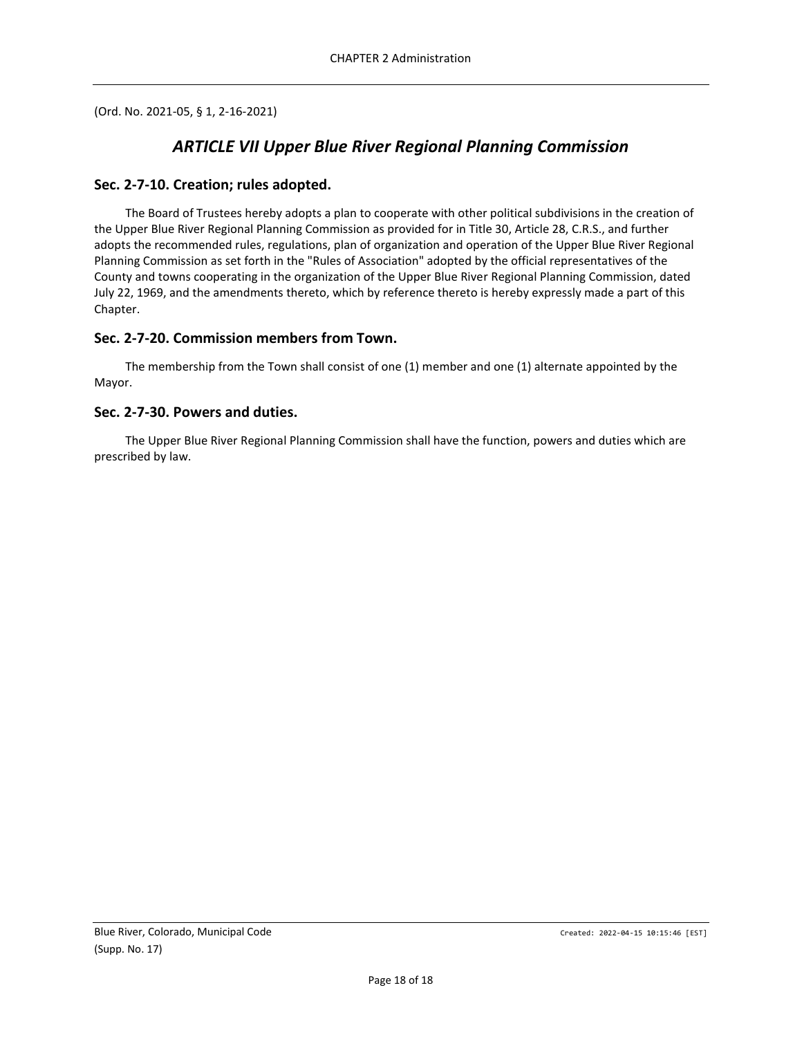(Ord. No. 2021-05, § 1, 2-16-2021)

# *ARTICLE VII Upper Blue River Regional Planning Commission*

## Sec. 2-7-10. Creation; rules adopted.

The Board of Trustees hereby adopts a plan to cooperate with other political subdivisions in the creation of the Upper Blue River Regional Planning Commission as provided for in Title 30, Article 28, C.R.S., and further adopts the recommended rules, regulations, plan of organization and operation of the Upper Blue River Regional Planning Commission as set forth in the "Rules of Association" adopted by the official representatives of the County and towns cooperating in the organization of the Upper Blue River Regional Planning Commission, dated July 22, 1969, and the amendments thereto, which by reference thereto is hereby expressly made a part of this Chapter.

## Sec. 2-7-20. Commission members from Town.

The membership from the Town shall consist of one (1) member and one (1) alternate appointed by the Mayor.

## Sec. 2-7-30. Powers and duties.

The Upper Blue River Regional Planning Commission shall have the function, powers and duties which are prescribed by law.